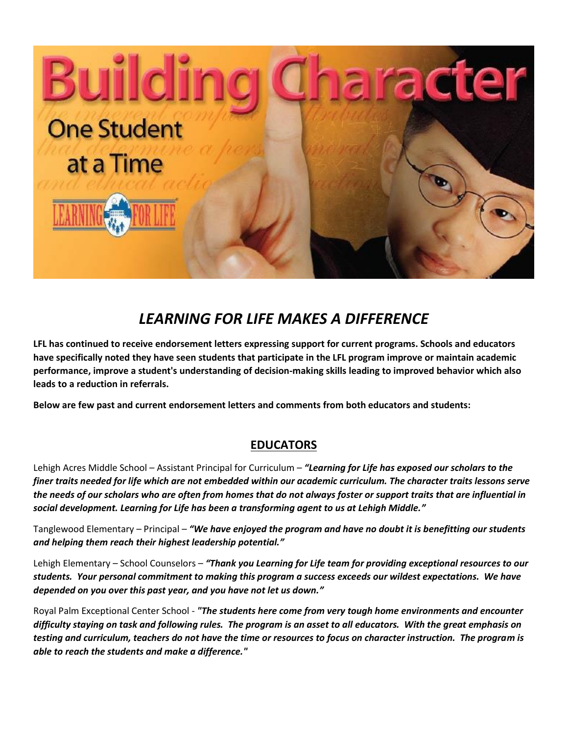# Building Character

## One Student at a Time

LEARNING FOR LIFE

## *LEARNING FOR LIFE MAKES A DIFFERENCE*

**LFL has continued to receive endorsement letters expressing support for current programs. Schools and educators have specifically noted they have seen students that participate in the LFL program improve or maintain academic performance, improve a student's understanding of decision-making skills leading to improved behavior which also leads to a reduction in referrals.**

**Below are few past and current endorsement letters and comments from both educators and students:**

### EDUCATORS

Lehigh Acres Middle School – Assistant Principal for Curriculum – ***"Learning for Life has exposed our scholars to the finer traits needed for life which are not embedded within our academic curriculum. The character traits lessons serve the needs of our scholars who are often from homes that do not always foster or support traits that are influential in social development. Learning for Life has been a transforming agent to us at Lehigh Middle."***

Tanglewood Elementary – Principal – ***"We have enjoyed the program and have no doubt it is benefitting our students and helping them reach their highest leadership potential."***

Lehigh Elementary – School Counselors – ***"Thank you Learning for Life team for providing exceptional resources to our students. Your personal commitment to making this program a success exceeds our wildest expectations. We have depended on you over this past year, and you have not let us down."***

Royal Palm Exceptional Center School - ***"The students here come from very tough home environments and encounter difficulty staying on task and following rules. The program is an asset to all educators. With the great emphasis on testing and curriculum, teachers do not have the time or resources to focus on character instruction. The program is able to reach the students and make a difference."***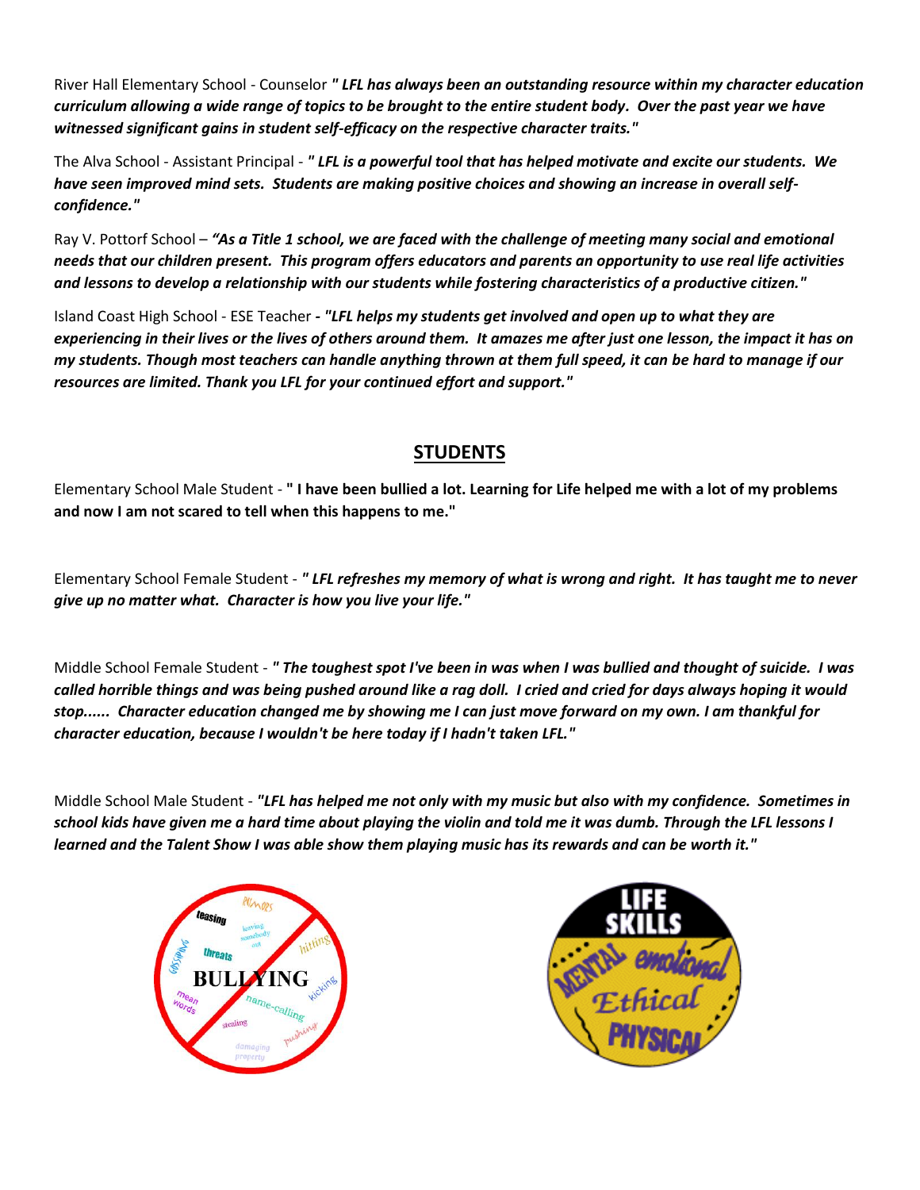River Hall Elementary School - Counselor ***" LFL has always been an outstanding resource within my character education curriculum allowing a wide range of topics to be brought to the entire student body. Over the past year we have witnessed significant gains in student self-efficacy on the respective character traits."***

The Alva School - Assistant Principal - ***" LFL is a powerful tool that has helped motivate and excite our students. We have seen improved mind sets. Students are making positive choices and showing an increase in overall self-confidence."***

Ray V. Pottorf School – ***"As a Title 1 school, we are faced with the challenge of meeting many social and emotional needs that our children present. This program offers educators and parents an opportunity to use real life activities and lessons to develop a relationship with our students while fostering characteristics of a productive citizen."***

Island Coast High School - ESE Teacher ***- "LFL helps my students get involved and open up to what they are experiencing in their lives or the lives of others around them. It amazes me after just one lesson, the impact it has on my students. Though most teachers can handle anything thrown at them full speed, it can be hard to manage if our resources are limited. Thank you LFL for your continued effort and support."***

## STUDENTS

Elementary School Male Student - **" I have been bullied a lot. Learning for Life helped me with a lot of my problems and now I am not scared to tell when this happens to me."**

Elementary School Female Student - ***" LFL refreshes my memory of what is wrong and right. It has taught me to never give up no matter what. Character is how you live your life."***

Middle School Female Student - ***" The toughest spot I've been in was when I was bullied and thought of suicide. I was called horrible things and was being pushed around like a rag doll. I cried and cried for days always hoping it would stop...... Character education changed me by showing me I can just move forward on my own. I am thankful for character education, because I wouldn't be here today if I hadn't taken LFL."***

Middle School Male Student - ***"LFL has helped me not only with my music but also with my confidence. Sometimes in school kids have given me a hard time about playing the violin and told me it was dumb. Through the LFL lessons I learned and the Talent Show I was able show them playing music has its rewards and can be worth it."***